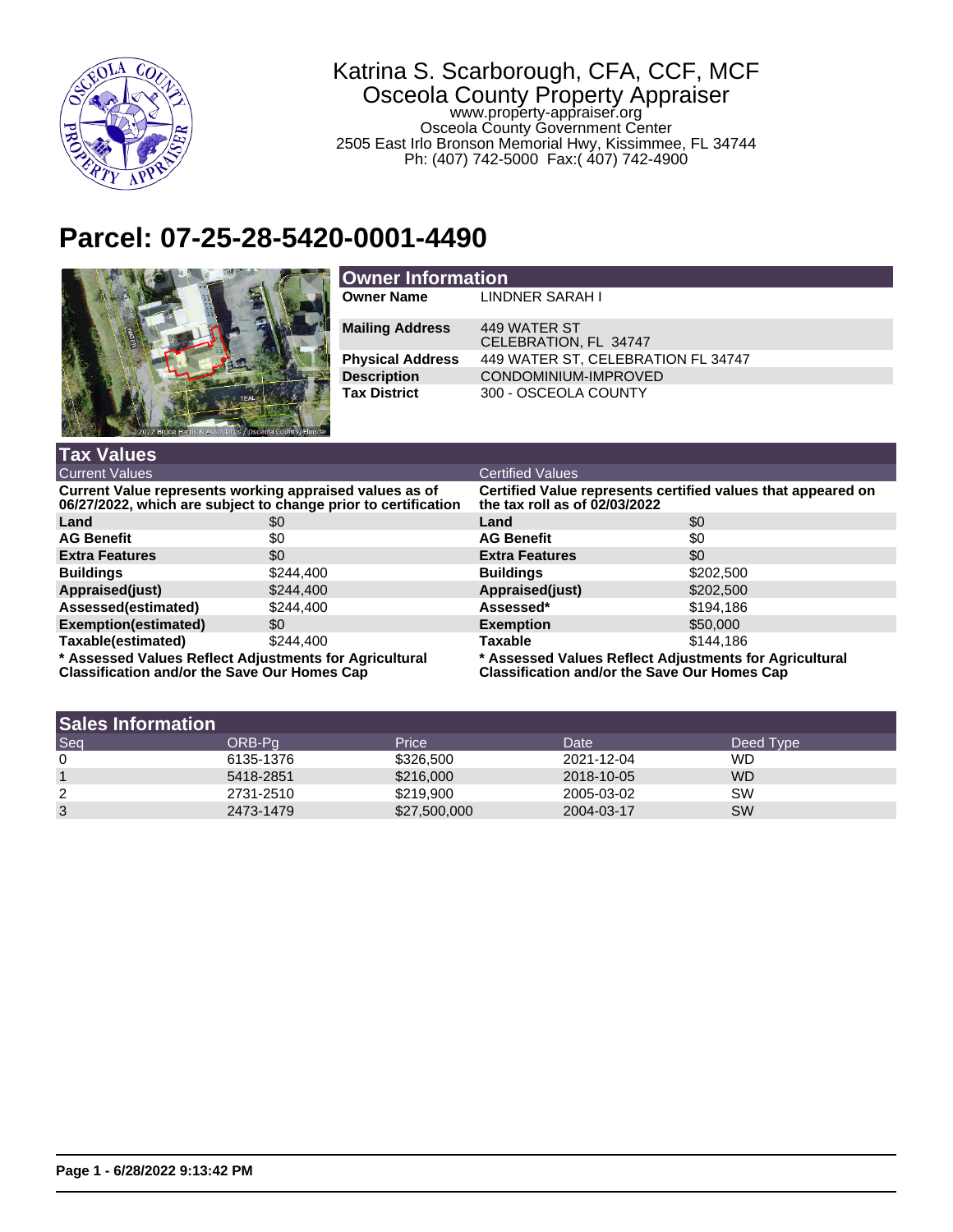Katrina S. Scarborough, CFA, CCF, MCF
Osceola County Property Appraiser
www.property-appraiser.org
Osceola County Government Center
2505 East Irlo Bronson Memorial Hwy, Kissimmee, FL 34744
Ph: (407) 742-5000 Fax:( 407) 742-4900

# Parcel: 07-25-28-5420-0001-4490

## Owner Information

| | |
|---|---|
| **Owner Name** | LINDNER SARAH I |
| **Mailing Address** | 449 WATER ST<br>CELEBRATION, FL 34747 |
| **Physical Address** | 449 WATER ST, CELEBRATION FL 34747 |
| **Description** | CONDOMINIUM-IMPROVED |
| **Tax District** | 300 - OSCEOLA COUNTY |

## Tax Values

| Current Values | | Certified Values | |
|---|---|---|---|
| **Current Value represents working appraised values as of 06/27/2022, which are subject to change prior to certification** | | **Certified Value represents certified values that appeared on the tax roll as of 02/03/2022** | |
| **Land** | $0 | **Land** | $0 |
| **AG Benefit** | $0 | **AG Benefit** | $0 |
| **Extra Features** | $0 | **Extra Features** | $0 |
| **Buildings** | $244,400 | **Buildings** | $202,500 |
| **Appraised(just)** | $244,400 | **Appraised(just)** | $202,500 |
| **Assessed(estimated)** | $244,400 | **Assessed*** | $194,186 |
| **Exemption(estimated)** | $0 | **Exemption** | $50,000 |
| **Taxable(estimated)** | $244,400 | **Taxable** | $144,186 |

**\* Assessed Values Reflect Adjustments for Agricultural Classification and/or the Save Our Homes Cap**

**\* Assessed Values Reflect Adjustments for Agricultural Classification and/or the Save Our Homes Cap**

## Sales Information

| Seq | ORB-Pg | Price | Date | Deed Type |
|---|---|---|---|---|
| 0 | 6135-1376 | $326,500 | 2021-12-04 | WD |
| 1 | 5418-2851 | $216,000 | 2018-10-05 | WD |
| 2 | 2731-2510 | $219,900 | 2005-03-02 | SW |
| 3 | 2473-1479 | $27,500,000 | 2004-03-17 | SW |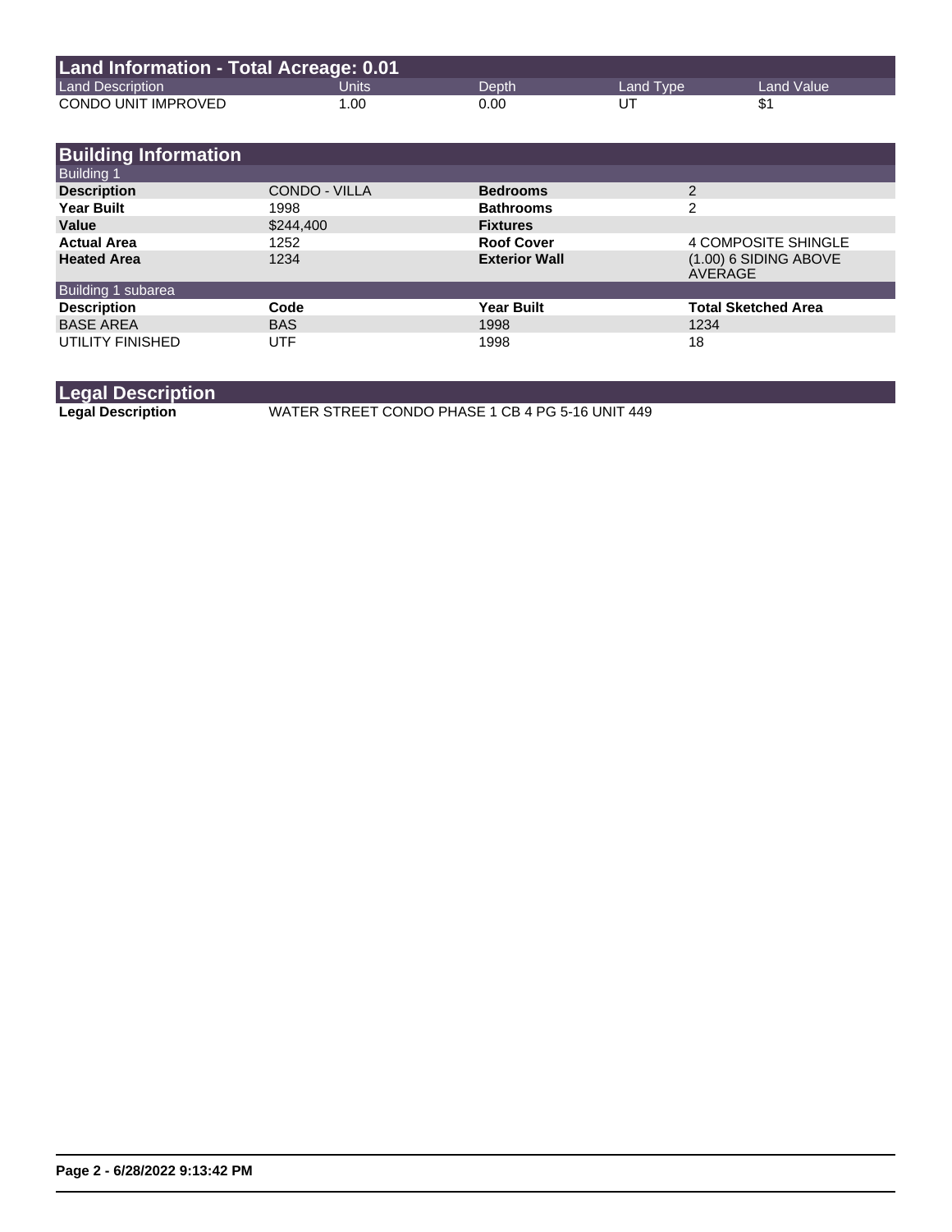## Land Information - Total Acreage: 0.01

| Land Description | Units | Depth | Land Type | Land Value |
|---|---|---|---|---|
| CONDO UNIT IMPROVED | 1.00 | 0.00 | UT | $1 |

## Building Information

### Building 1

| | | | |
|---|---|---|---|
| **Description** | CONDO - VILLA | **Bedrooms** | 2 |
| **Year Built** | 1998 | **Bathrooms** | 2 |
| **Value** | $244,400 | **Fixtures** | |
| **Actual Area** | 1252 | **Roof Cover** | 4 COMPOSITE SHINGLE |
| **Heated Area** | 1234 | **Exterior Wall** | (1.00) 6 SIDING ABOVE AVERAGE |

### Building 1 subarea

| Description | Code | Year Built | Total Sketched Area |
|---|---|---|---|
| BASE AREA | BAS | 1998 | 1234 |
| UTILITY FINISHED | UTF | 1998 | 18 |

## Legal Description

**Legal Description** WATER STREET CONDO PHASE 1 CB 4 PG 5-16 UNIT 449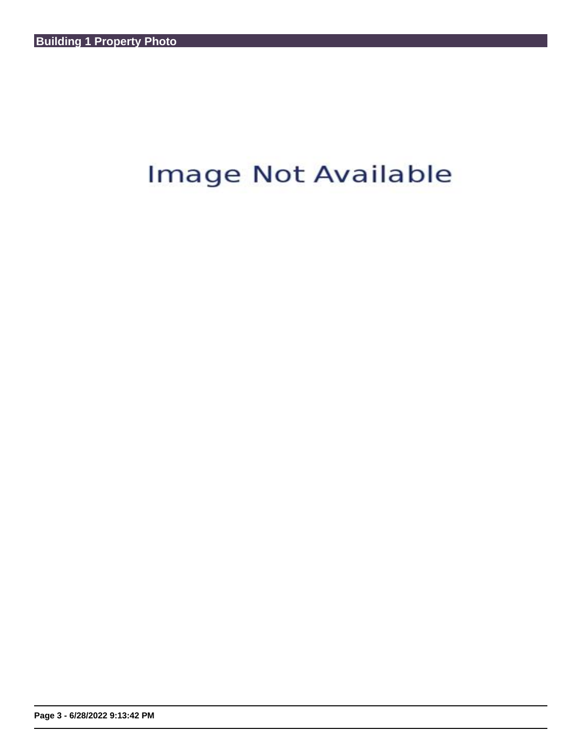## Building 1 Property Photo

Image Not Available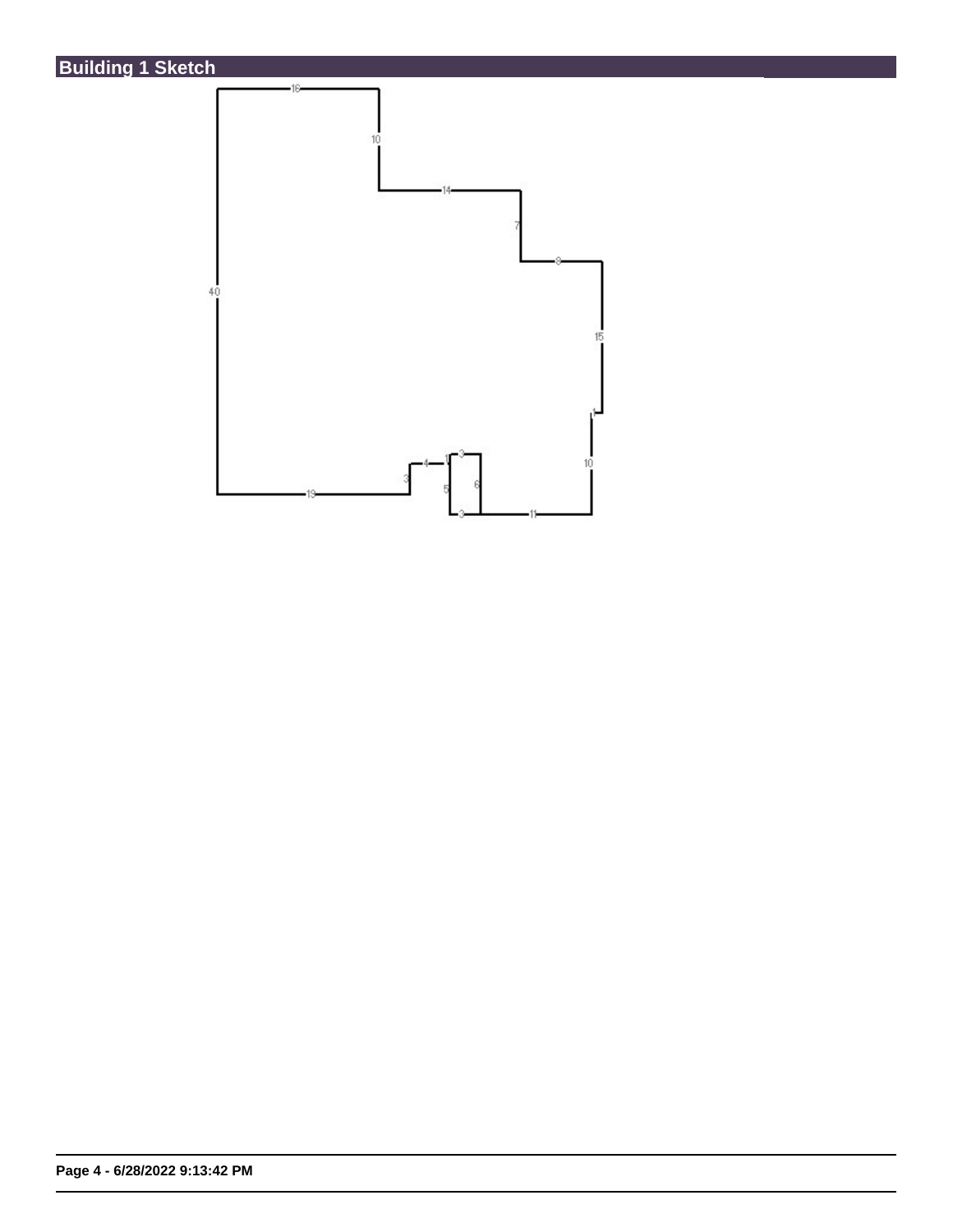## Building 1 Sketch

16
10
14
7
8
15
1
10
11
3
6
3
1
4
3
5
19
40